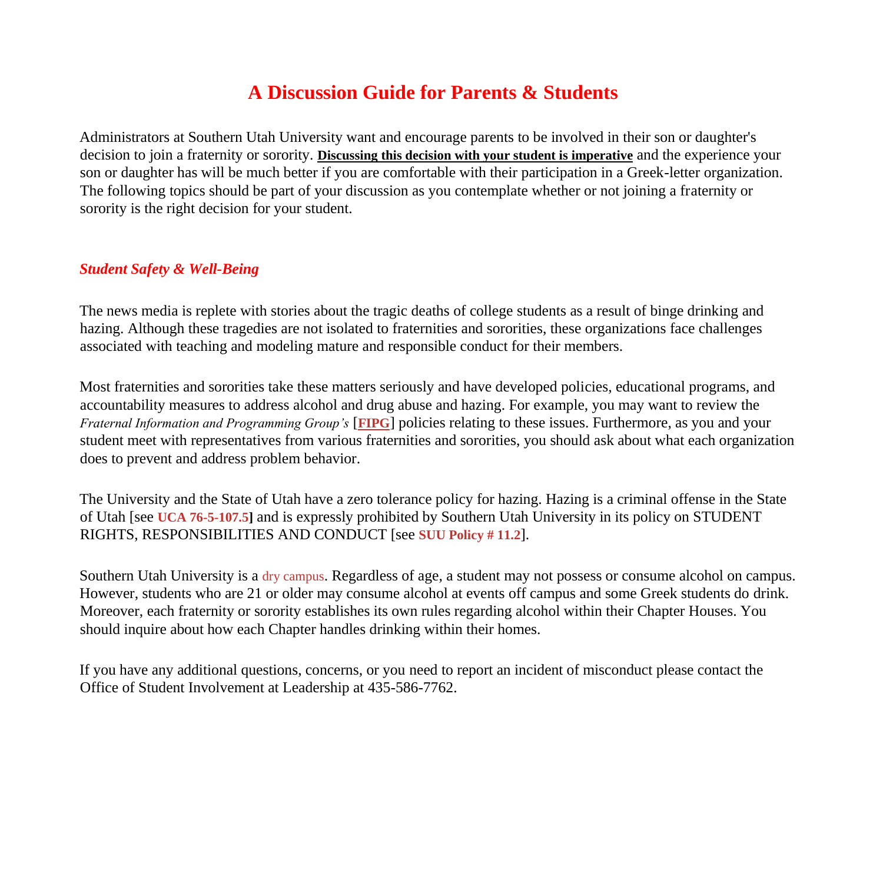# A Discussion Guide for Parents & Students

Administrators at Southern Utah University want and encourage parents to be involved in their son or daughter's decision to join a fraternity or sorority. **Discussing this decision with your student is imperative** and the experience your son or daughter has will be much better if you are comfortable with their participation in a Greek-letter organization. The following topics should be part of your discussion as you contemplate whether or not joining a fraternity or sorority is the right decision for your student.

## *Student Safety & Well-Being*

The news media is replete with stories about the tragic deaths of college students as a result of binge drinking and hazing. Although these tragedies are not isolated to fraternities and sororities, these organizations face challenges associated with teaching and modeling mature and responsible conduct for their members.

Most fraternities and sororities take these matters seriously and have developed policies, educational programs, and accountability measures to address alcohol and drug abuse and hazing. For example, you may want to review the *Fraternal Information and Programming Group's* [**FIPG**] policies relating to these issues. Furthermore, as you and your student meet with representatives from various fraternities and sororities, you should ask about what each organization does to prevent and address problem behavior.

The University and the State of Utah have a zero tolerance policy for hazing. Hazing is a criminal offense in the State of Utah [see **UCA 76-5-107.5**] and is expressly prohibited by Southern Utah University in its policy on STUDENT RIGHTS, RESPONSIBILITIES AND CONDUCT [see **SUU Policy # 11.2**].

Southern Utah University is a dry campus. Regardless of age, a student may not possess or consume alcohol on campus. However, students who are 21 or older may consume alcohol at events off campus and some Greek students do drink. Moreover, each fraternity or sorority establishes its own rules regarding alcohol within their Chapter Houses. You should inquire about how each Chapter handles drinking within their homes.

If you have any additional questions, concerns, or you need to report an incident of misconduct please contact the Office of Student Involvement at Leadership at 435-586-7762.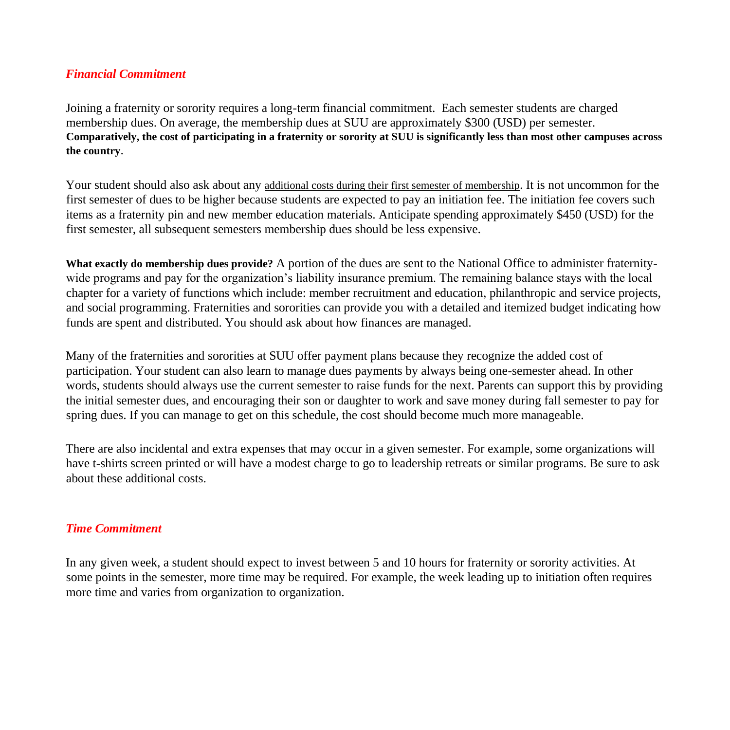## *Financial Commitment*

Joining a fraternity or sorority requires a long-term financial commitment. Each semester students are charged membership dues. On average, the membership dues at SUU are approximately $300 (USD) per semester. **Comparatively, the cost of participating in a fraternity or sorority at SUU is significantly less than most other campuses across the country**.

Your student should also ask about any additional costs during their first semester of membership. It is not uncommon for the first semester of dues to be higher because students are expected to pay an initiation fee. The initiation fee covers such items as a fraternity pin and new member education materials. Anticipate spending approximately $450 (USD) for the first semester, all subsequent semesters membership dues should be less expensive.

**What exactly do membership dues provide?** A portion of the dues are sent to the National Office to administer fraternity-wide programs and pay for the organization's liability insurance premium. The remaining balance stays with the local chapter for a variety of functions which include: member recruitment and education, philanthropic and service projects, and social programming. Fraternities and sororities can provide you with a detailed and itemized budget indicating how funds are spent and distributed. You should ask about how finances are managed.

Many of the fraternities and sororities at SUU offer payment plans because they recognize the added cost of participation. Your student can also learn to manage dues payments by always being one-semester ahead. In other words, students should always use the current semester to raise funds for the next. Parents can support this by providing the initial semester dues, and encouraging their son or daughter to work and save money during fall semester to pay for spring dues. If you can manage to get on this schedule, the cost should become much more manageable.

There are also incidental and extra expenses that may occur in a given semester. For example, some organizations will have t-shirts screen printed or will have a modest charge to go to leadership retreats or similar programs. Be sure to ask about these additional costs.

## *Time Commitment*

In any given week, a student should expect to invest between 5 and 10 hours for fraternity or sorority activities. At some points in the semester, more time may be required. For example, the week leading up to initiation often requires more time and varies from organization to organization.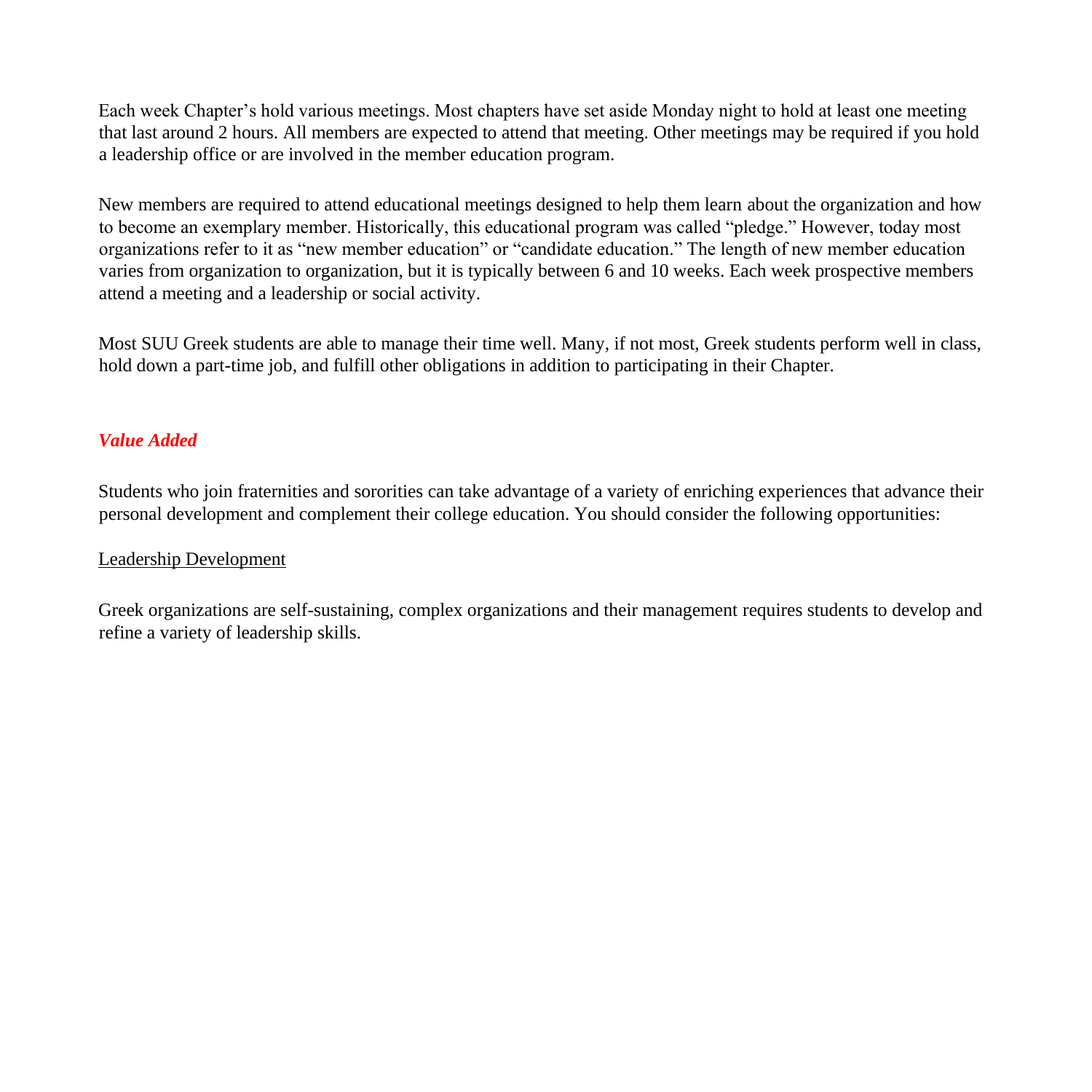Each week Chapter's hold various meetings. Most chapters have set aside Monday night to hold at least one meeting that last around 2 hours. All members are expected to attend that meeting. Other meetings may be required if you hold a leadership office or are involved in the member education program.

New members are required to attend educational meetings designed to help them learn about the organization and how to become an exemplary member. Historically, this educational program was called "pledge." However, today most organizations refer to it as "new member education" or "candidate education." The length of new member education varies from organization to organization, but it is typically between 6 and 10 weeks. Each week prospective members attend a meeting and a leadership or social activity.

Most SUU Greek students are able to manage their time well. Many, if not most, Greek students perform well in class, hold down a part-time job, and fulfill other obligations in addition to participating in their Chapter.

## ***Value Added***

Students who join fraternities and sororities can take advantage of a variety of enriching experiences that advance their personal development and complement their college education. You should consider the following opportunities:

### Leadership Development

Greek organizations are self-sustaining, complex organizations and their management requires students to develop and refine a variety of leadership skills.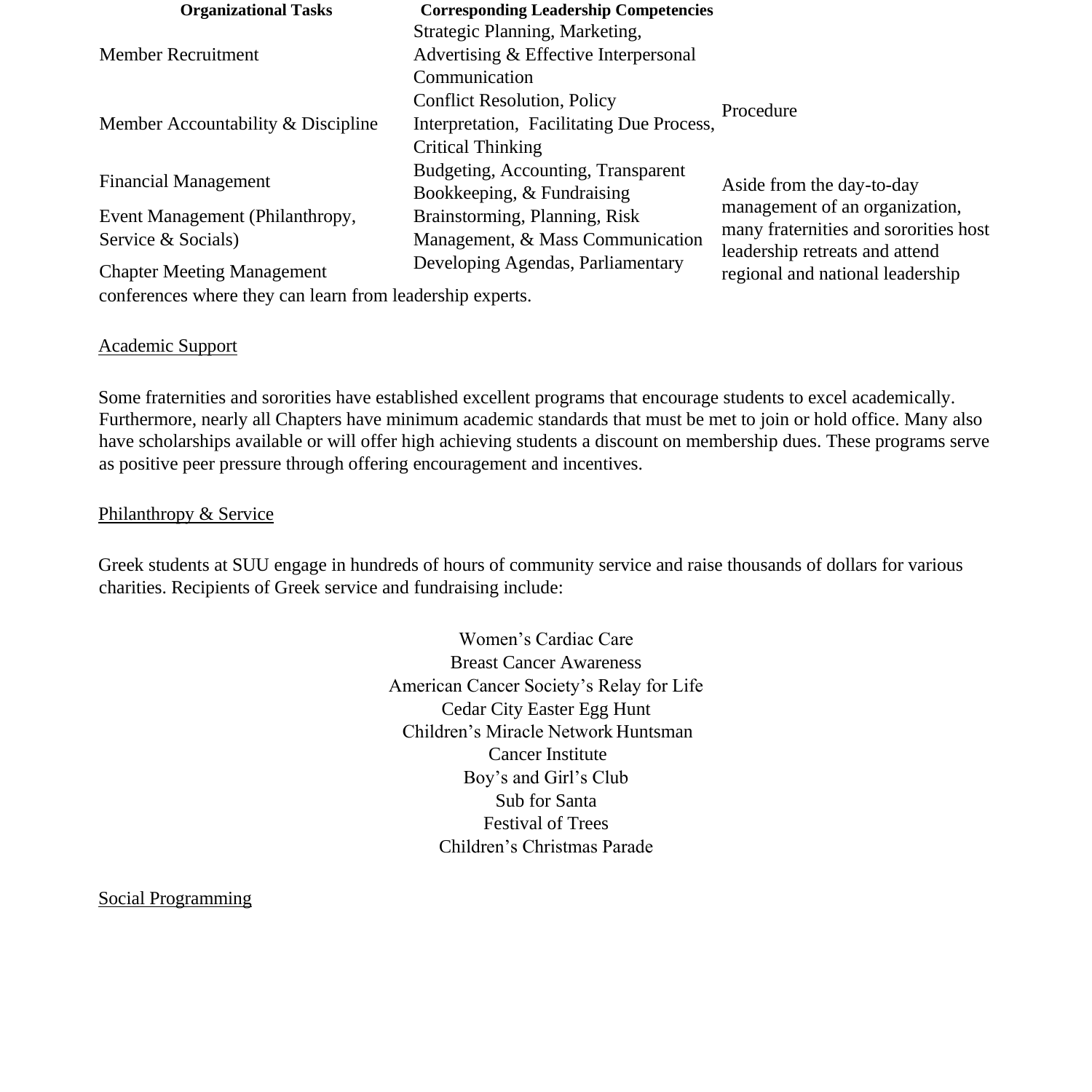| Organizational Tasks | Corresponding Leadership Competencies |
| --- | --- |
| Member Recruitment | Strategic Planning, Marketing, Advertising & Effective Interpersonal Communication |
| Member Accountability & Discipline | Conflict Resolution, Policy Interpretation, Facilitating Due Process, Critical Thinking |
| Financial Management | Budgeting, Accounting, Transparent Bookkeeping, & Fundraising |
| Event Management (Philanthropy, Service & Socials) | Brainstorming, Planning, Risk Management, & Mass Communication |
| Chapter Meeting Management | Developing Agendas, Parliamentary Procedure |

Aside from the day-to-day management of an organization, many fraternities and sororities host leadership retreats and attend regional and national leadership conferences where they can learn from leadership experts.

## Academic Support

Some fraternities and sororities have established excellent programs that encourage students to excel academically. Furthermore, nearly all Chapters have minimum academic standards that must be met to join or hold office. Many also have scholarships available or will offer high achieving students a discount on membership dues. These programs serve as positive peer pressure through offering encouragement and incentives.

## Philanthropy & Service

Greek students at SUU engage in hundreds of hours of community service and raise thousands of dollars for various charities. Recipients of Greek service and fundraising include:

Women's Cardiac Care
Breast Cancer Awareness
American Cancer Society's Relay for Life
Cedar City Easter Egg Hunt
Children's Miracle Network Huntsman
Cancer Institute
Boy's and Girl's Club
Sub for Santa
Festival of Trees
Children's Christmas Parade

## Social Programming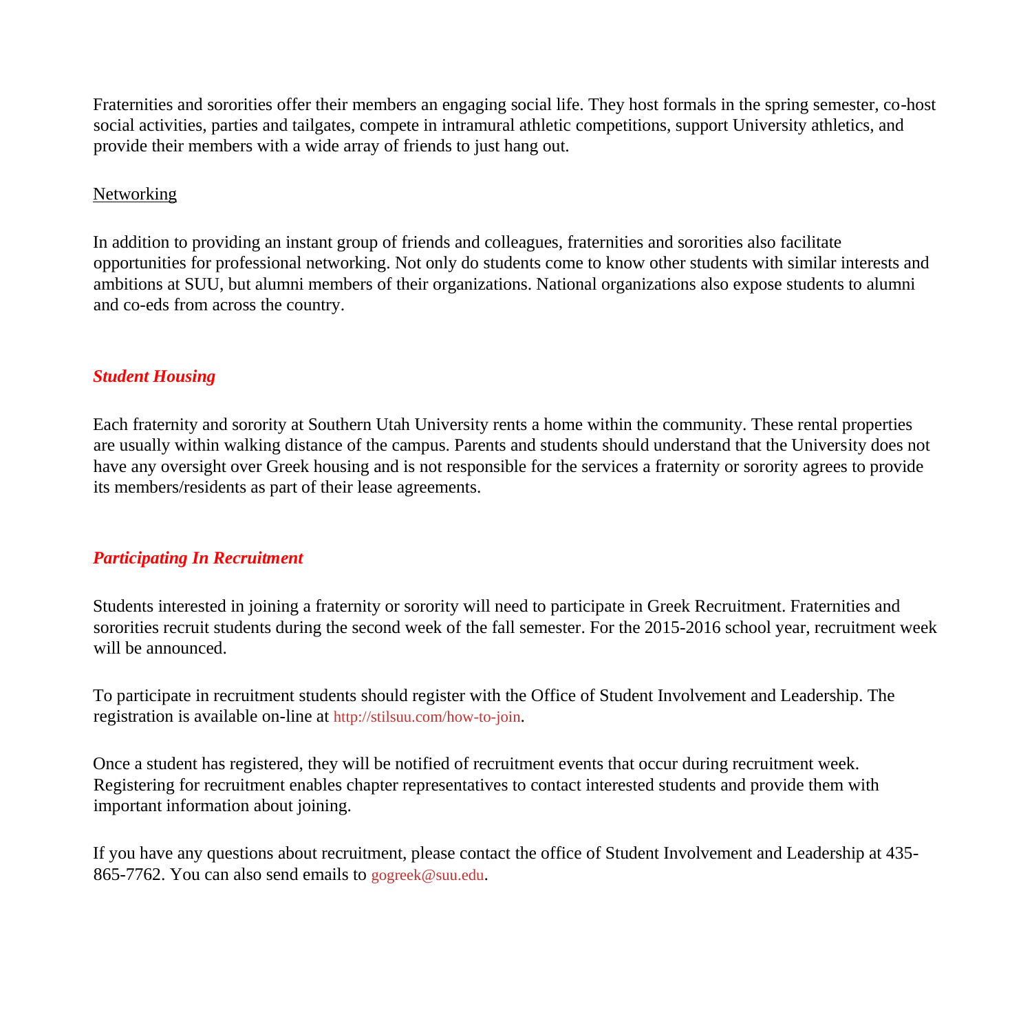Fraternities and sororities offer their members an engaging social life. They host formals in the spring semester, co-host social activities, parties and tailgates, compete in intramural athletic competitions, support University athletics, and provide their members with a wide array of friends to just hang out.

<u>Networking</u>

In addition to providing an instant group of friends and colleagues, fraternities and sororities also facilitate opportunities for professional networking. Not only do students come to know other students with similar interests and ambitions at SUU, but alumni members of their organizations. National organizations also expose students to alumni and co-eds from across the country.

### ***Student Housing***

Each fraternity and sorority at Southern Utah University rents a home within the community. These rental properties are usually within walking distance of the campus. Parents and students should understand that the University does not have any oversight over Greek housing and is not responsible for the services a fraternity or sorority agrees to provide its members/residents as part of their lease agreements.

### ***Participating In Recruitment***

Students interested in joining a fraternity or sorority will need to participate in Greek Recruitment. Fraternities and sororities recruit students during the second week of the fall semester. For the 2015-2016 school year, recruitment week will be announced.

To participate in recruitment students should register with the Office of Student Involvement and Leadership. The registration is available on-line at http://stilsuu.com/how-to-join.

Once a student has registered, they will be notified of recruitment events that occur during recruitment week. Registering for recruitment enables chapter representatives to contact interested students and provide them with important information about joining.

If you have any questions about recruitment, please contact the office of Student Involvement and Leadership at 435-865-7762. You can also send emails to gogreek@suu.edu.